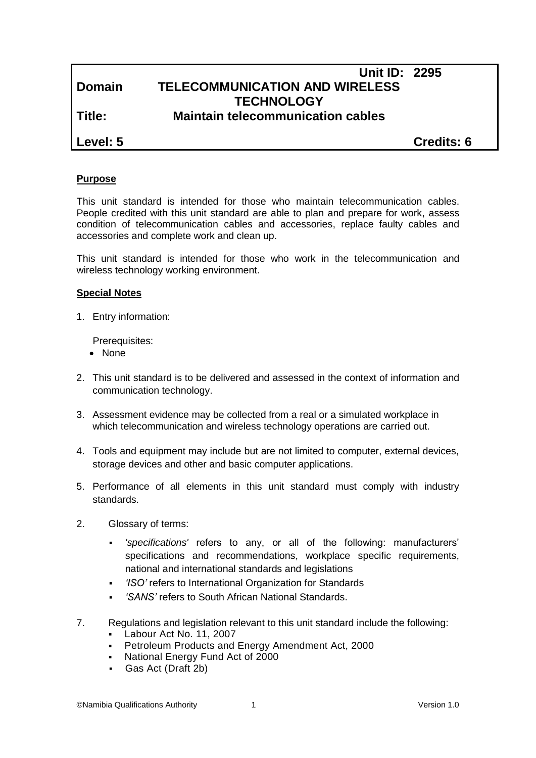| | Unit ID: 2295 |
|---|---|
| **Domain** | **TELECOMMUNICATION AND WIRELESS TECHNOLOGY** |
| **Title:** | **Maintain telecommunication cables** |
| **Level: 5** | **Credits: 6** |

**Purpose**

This unit standard is intended for those who maintain telecommunication cables. People credited with this unit standard are able to plan and prepare for work, assess condition of telecommunication cables and accessories, replace faulty cables and accessories and complete work and clean up.

This unit standard is intended for those who work in the telecommunication and wireless technology working environment.

**Special Notes**

1. Entry information:

   Prerequisites:
   - None

2. This unit standard is to be delivered and assessed in the context of information and communication technology.

3. Assessment evidence may be collected from a real or a simulated workplace in which telecommunication and wireless technology operations are carried out.

4. Tools and equipment may include but are not limited to computer, external devices, storage devices and other and basic computer applications.

5. Performance of all elements in this unit standard must comply with industry standards.

2. Glossary of terms:
   - *'specifications'* refers to any, or all of the following: manufacturers' specifications and recommendations, workplace specific requirements, national and international standards and legislations
   - *'ISO'* refers to International Organization for Standards
   - *'SANS'* refers to South African National Standards.

7. Regulations and legislation relevant to this unit standard include the following:
   - Labour Act No. 11, 2007
   - Petroleum Products and Energy Amendment Act, 2000
   - National Energy Fund Act of 2000
   - Gas Act (Draft 2b)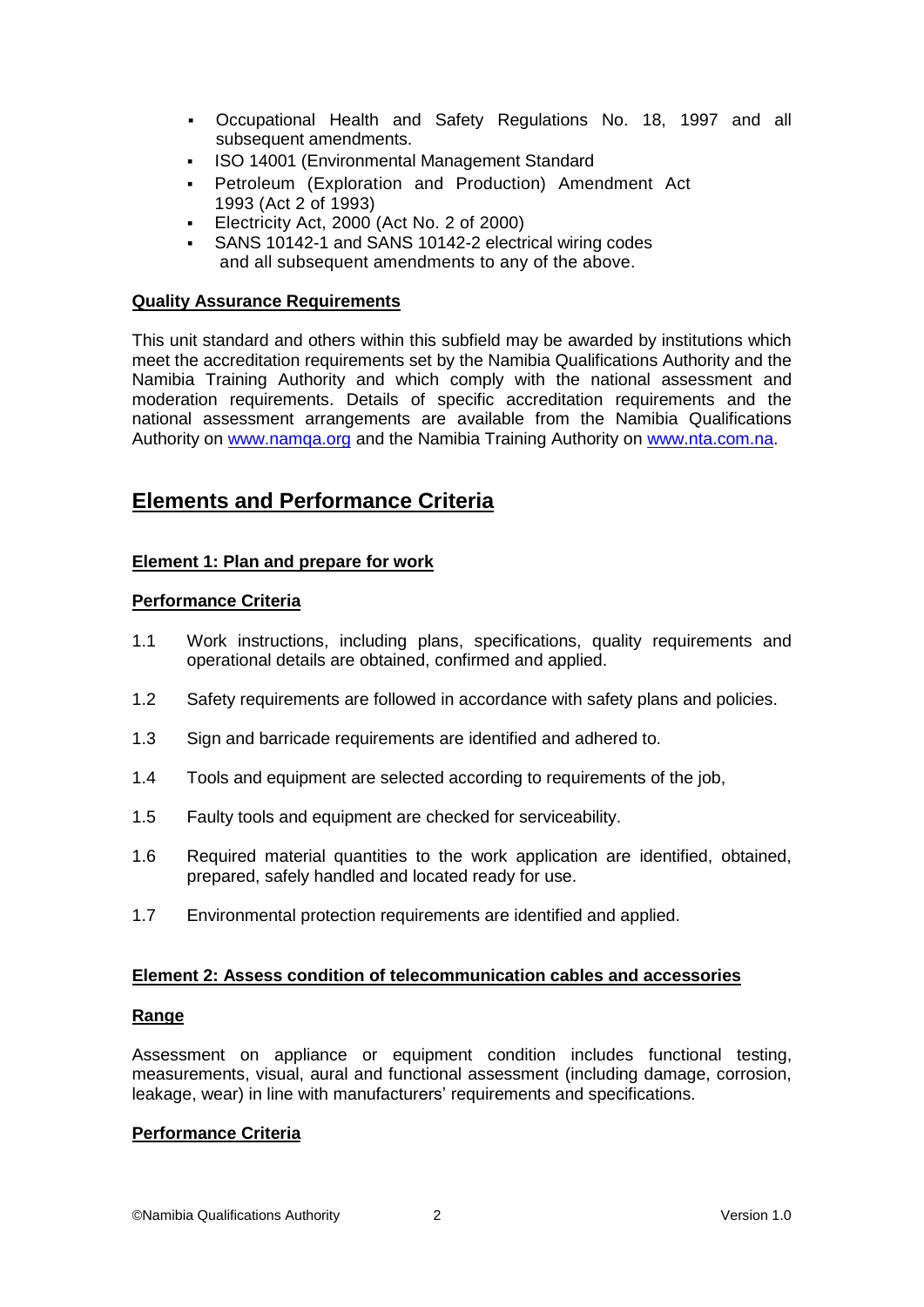- Occupational Health and Safety Regulations No. 18, 1997 and all subsequent amendments.
- ISO 14001 (Environmental Management Standard
- Petroleum (Exploration and Production) Amendment Act 1993 (Act 2 of 1993)
- Electricity Act, 2000 (Act No. 2 of 2000)
- SANS 10142-1 and SANS 10142-2 electrical wiring codes

and all subsequent amendments to any of the above.

**Quality Assurance Requirements**

This unit standard and others within this subfield may be awarded by institutions which meet the accreditation requirements set by the Namibia Qualifications Authority and the Namibia Training Authority and which comply with the national assessment and moderation requirements. Details of specific accreditation requirements and the national assessment arrangements are available from the Namibia Qualifications Authority on www.namqa.org and the Namibia Training Authority on www.nta.com.na.

## Elements and Performance Criteria

**Element 1: Plan and prepare for work**

**Performance Criteria**

1.1 Work instructions, including plans, specifications, quality requirements and operational details are obtained, confirmed and applied.

1.2 Safety requirements are followed in accordance with safety plans and policies.

1.3 Sign and barricade requirements are identified and adhered to.

1.4 Tools and equipment are selected according to requirements of the job,

1.5 Faulty tools and equipment are checked for serviceability.

1.6 Required material quantities to the work application are identified, obtained, prepared, safely handled and located ready for use.

1.7 Environmental protection requirements are identified and applied.

**Element 2: Assess condition of telecommunication cables and accessories**

**Range**

Assessment on appliance or equipment condition includes functional testing, measurements, visual, aural and functional assessment (including damage, corrosion, leakage, wear) in line with manufacturers' requirements and specifications.

**Performance Criteria**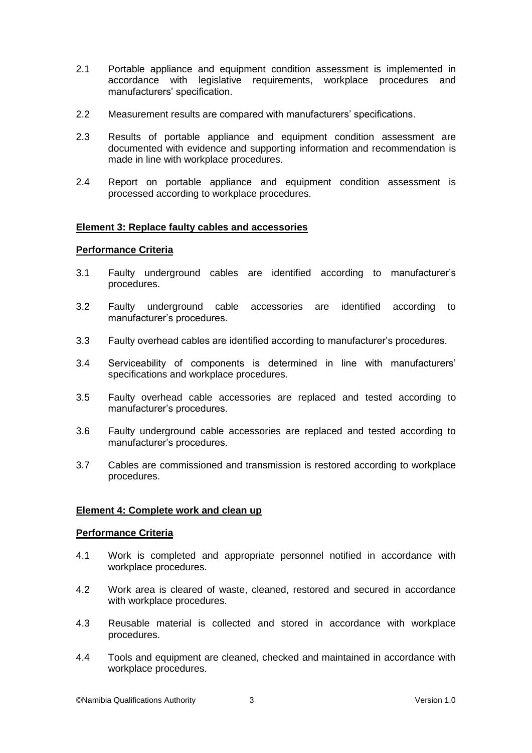2.1 Portable appliance and equipment condition assessment is implemented in accordance with legislative requirements, workplace procedures and manufacturers' specification.

2.2 Measurement results are compared with manufacturers' specifications.

2.3 Results of portable appliance and equipment condition assessment are documented with evidence and supporting information and recommendation is made in line with workplace procedures.

2.4 Report on portable appliance and equipment condition assessment is processed according to workplace procedures.

**Element 3: Replace faulty cables and accessories**

**Performance Criteria**

3.1 Faulty underground cables are identified according to manufacturer's procedures.

3.2 Faulty underground cable accessories are identified according to manufacturer's procedures.

3.3 Faulty overhead cables are identified according to manufacturer's procedures.

3.4 Serviceability of components is determined in line with manufacturers' specifications and workplace procedures.

3.5 Faulty overhead cable accessories are replaced and tested according to manufacturer's procedures.

3.6 Faulty underground cable accessories are replaced and tested according to manufacturer's procedures.

3.7 Cables are commissioned and transmission is restored according to workplace procedures.

**Element 4: Complete work and clean up**

**Performance Criteria**

4.1 Work is completed and appropriate personnel notified in accordance with workplace procedures.

4.2 Work area is cleared of waste, cleaned, restored and secured in accordance with workplace procedures.

4.3 Reusable material is collected and stored in accordance with workplace procedures.

4.4 Tools and equipment are cleaned, checked and maintained in accordance with workplace procedures.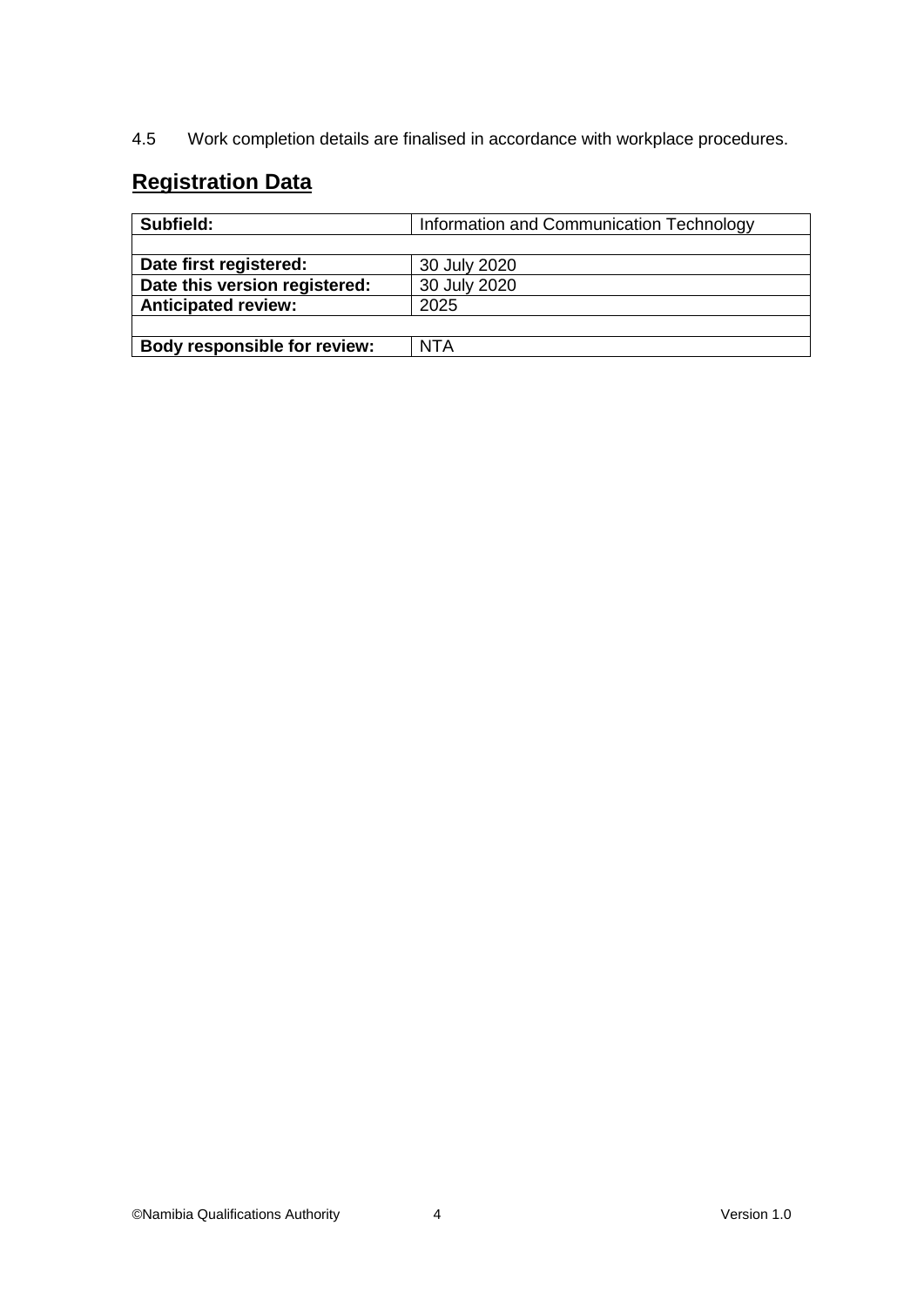4.5 Work completion details are finalised in accordance with workplace procedures.

## Registration Data

| | |
|---|---|
| **Subfield:** | Information and Communication Technology |
| | |
| **Date first registered:** | 30 July 2020 |
| **Date this version registered:** | 30 July 2020 |
| **Anticipated review:** | 2025 |
| | |
| **Body responsible for review:** | NTA |